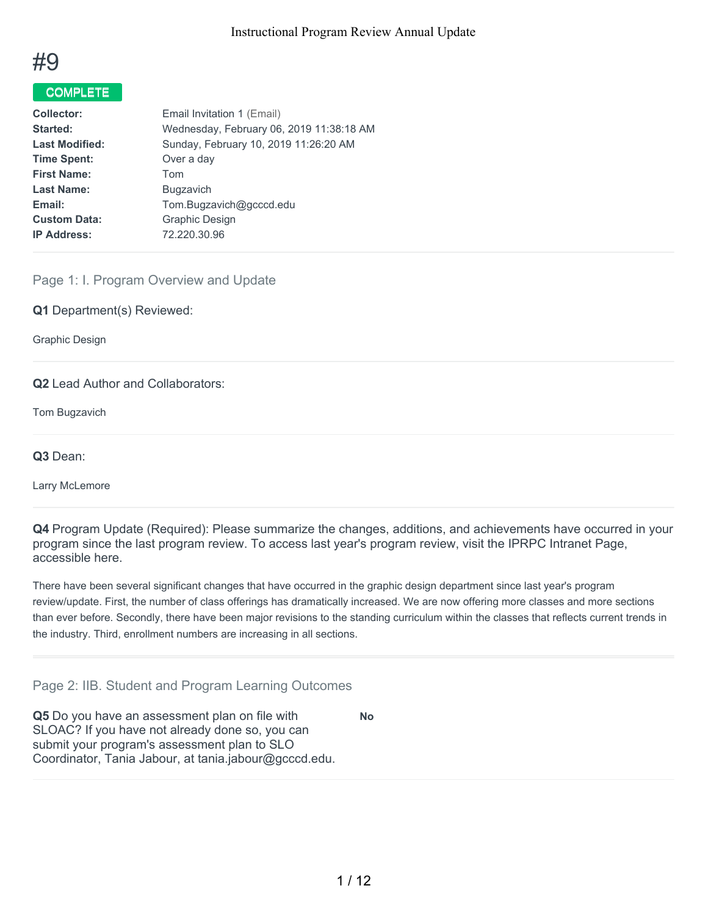# #9

**COMPLETE**

| | |
|---|---|
| **Collector:** | Email Invitation 1 (Email) |
| **Started:** | Wednesday, February 06, 2019 11:38:18 AM |
| **Last Modified:** | Sunday, February 10, 2019 11:26:20 AM |
| **Time Spent:** | Over a day |
| **First Name:** | Tom |
| **Last Name:** | Bugzavich |
| **Email:** | Tom.Bugzavich@gcccd.edu |
| **Custom Data:** | Graphic Design |
| **IP Address:** | 72.220.30.96 |

## Page 1: I. Program Overview and Update

**Q1** Department(s) Reviewed:

Graphic Design

**Q2** Lead Author and Collaborators:

Tom Bugzavich

**Q3** Dean:

Larry McLemore

**Q4** Program Update (Required): Please summarize the changes, additions, and achievements have occurred in your program since the last program review. To access last year's program review, visit the IPRPC Intranet Page, accessible here.

There have been several significant changes that have occurred in the graphic design department since last year's program review/update. First, the number of class offerings has dramatically increased. We are now offering more classes and more sections than ever before. Secondly, there have been major revisions to the standing curriculum within the classes that reflects current trends in the industry. Third, enrollment numbers are increasing in all sections.

## Page 2: IIB. Student and Program Learning Outcomes

**Q5** Do you have an assessment plan on file with SLOAC? If you have not already done so, you can submit your program's assessment plan to SLO Coordinator, Tania Jabour, at tania.jabour@gcccd.edu.

**No**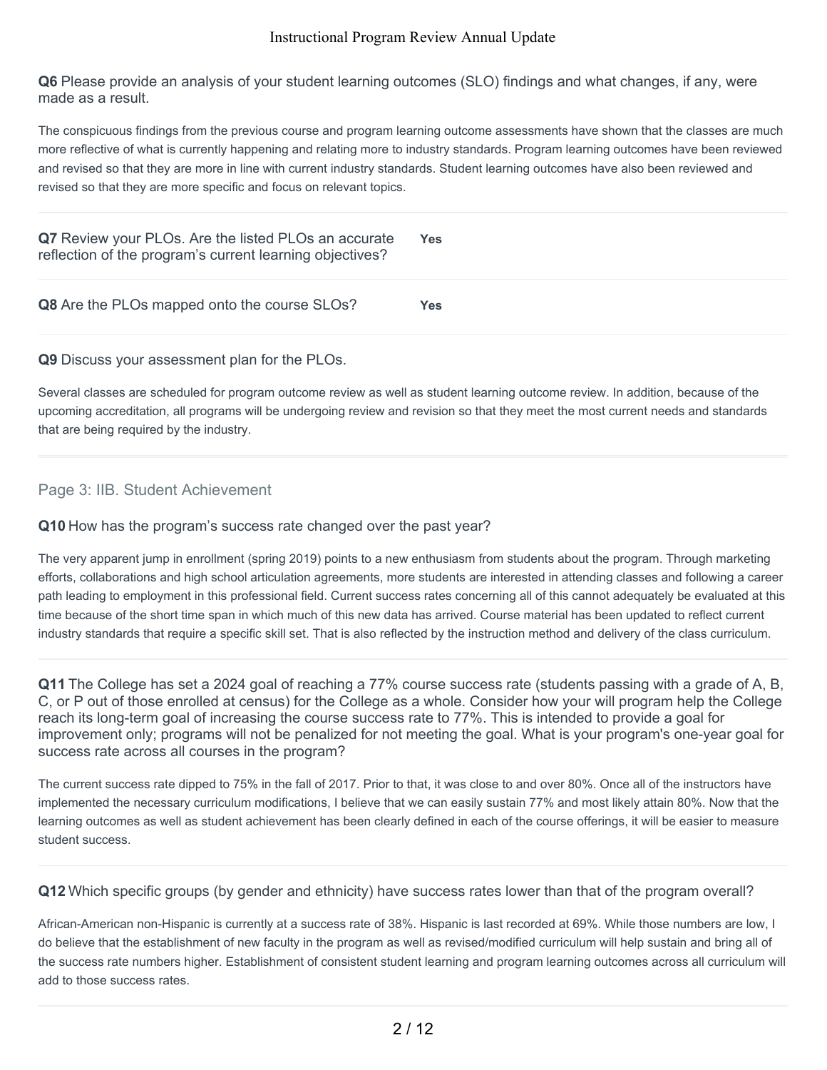**Q6** Please provide an analysis of your student learning outcomes (SLO) findings and what changes, if any, were made as a result.

The conspicuous findings from the previous course and program learning outcome assessments have shown that the classes are much more reflective of what is currently happening and relating more to industry standards. Program learning outcomes have been reviewed and revised so that they are more in line with current industry standards. Student learning outcomes have also been reviewed and revised so that they are more specific and focus on relevant topics.

**Q7** Review your PLOs. Are the listed PLOs an accurate reflection of the program's current learning objectives?

**Yes**

**Q8** Are the PLOs mapped onto the course SLOs?

**Yes**

**Q9** Discuss your assessment plan for the PLOs.

Several classes are scheduled for program outcome review as well as student learning outcome review. In addition, because of the upcoming accreditation, all programs will be undergoing review and revision so that they meet the most current needs and standards that are being required by the industry.

## Page 3: IIB. Student Achievement

**Q10** How has the program's success rate changed over the past year?

The very apparent jump in enrollment (spring 2019) points to a new enthusiasm from students about the program. Through marketing efforts, collaborations and high school articulation agreements, more students are interested in attending classes and following a career path leading to employment in this professional field. Current success rates concerning all of this cannot adequately be evaluated at this time because of the short time span in which much of this new data has arrived. Course material has been updated to reflect current industry standards that require a specific skill set. That is also reflected by the instruction method and delivery of the class curriculum.

**Q11** The College has set a 2024 goal of reaching a 77% course success rate (students passing with a grade of A, B, C, or P out of those enrolled at census) for the College as a whole. Consider how your will program help the College reach its long-term goal of increasing the course success rate to 77%. This is intended to provide a goal for improvement only; programs will not be penalized for not meeting the goal. What is your program's one-year goal for success rate across all courses in the program?

The current success rate dipped to 75% in the fall of 2017. Prior to that, it was close to and over 80%. Once all of the instructors have implemented the necessary curriculum modifications, I believe that we can easily sustain 77% and most likely attain 80%. Now that the learning outcomes as well as student achievement has been clearly defined in each of the course offerings, it will be easier to measure student success.

**Q12** Which specific groups (by gender and ethnicity) have success rates lower than that of the program overall?

African-American non-Hispanic is currently at a success rate of 38%. Hispanic is last recorded at 69%. While those numbers are low, I do believe that the establishment of new faculty in the program as well as revised/modified curriculum will help sustain and bring all of the success rate numbers higher. Establishment of consistent student learning and program learning outcomes across all curriculum will add to those success rates.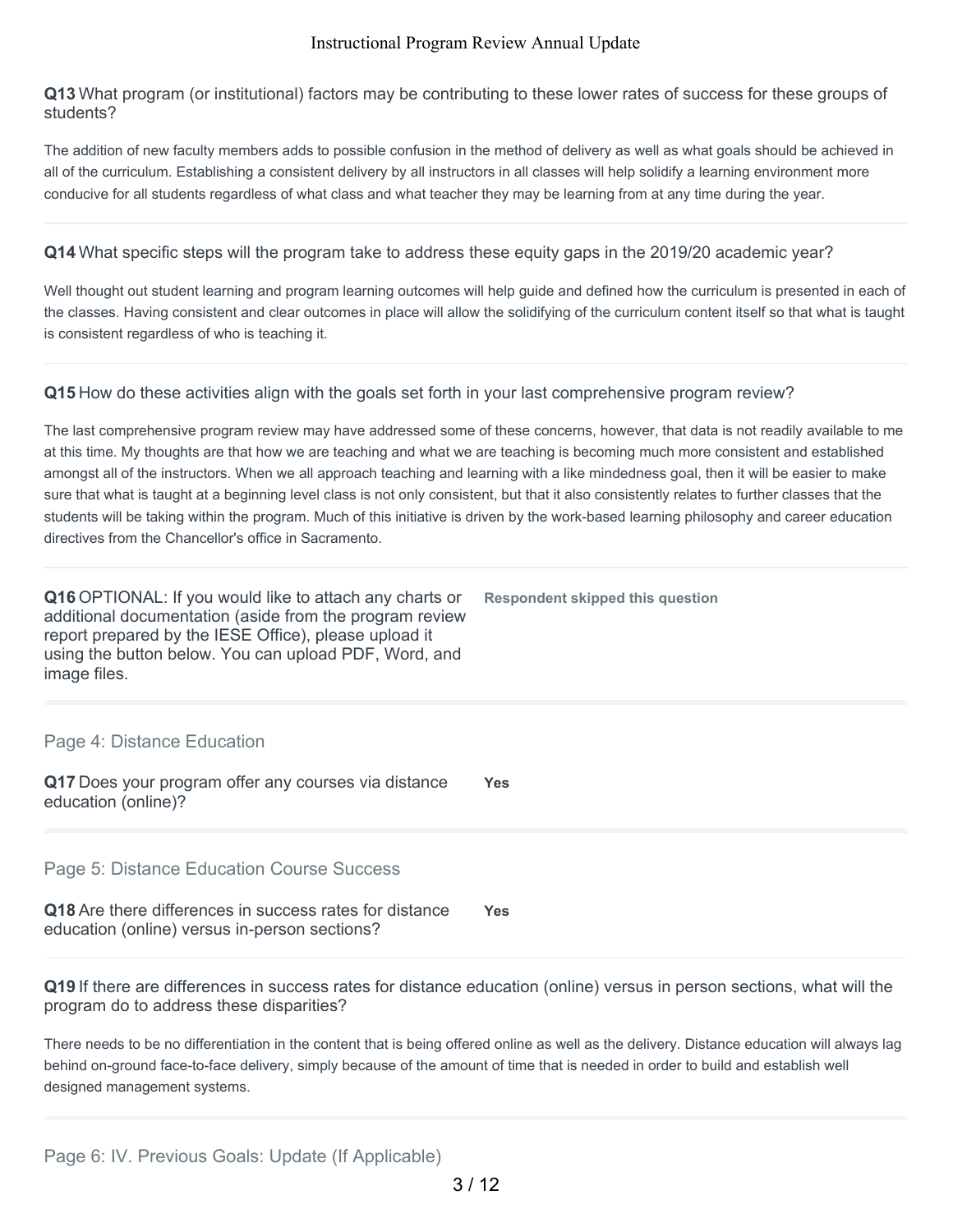**Q13** What program (or institutional) factors may be contributing to these lower rates of success for these groups of students?

The addition of new faculty members adds to possible confusion in the method of delivery as well as what goals should be achieved in all of the curriculum. Establishing a consistent delivery by all instructors in all classes will help solidify a learning environment more conducive for all students regardless of what class and what teacher they may be learning from at any time during the year.

---

**Q14** What specific steps will the program take to address these equity gaps in the 2019/20 academic year?

Well thought out student learning and program learning outcomes will help guide and defined how the curriculum is presented in each of the classes. Having consistent and clear outcomes in place will allow the solidifying of the curriculum content itself so that what is taught is consistent regardless of who is teaching it.

---

**Q15** How do these activities align with the goals set forth in your last comprehensive program review?

The last comprehensive program review may have addressed some of these concerns, however, that data is not readily available to me at this time. My thoughts are that how we are teaching and what we are teaching is becoming much more consistent and established amongst all of the instructors. When we all approach teaching and learning with a like mindedness goal, then it will be easier to make sure that what is taught at a beginning level class is not only consistent, but that it also consistently relates to further classes that the students will be taking within the program. Much of this initiative is driven by the work-based learning philosophy and career education directives from the Chancellor's office in Sacramento.

---

**Q16** OPTIONAL: If you would like to attach any charts or additional documentation (aside from the program review report prepared by the IESE Office), please upload it using the button below. You can upload PDF, Word, and image files.

**Respondent skipped this question**

---

## Page 4: Distance Education

**Q17** Does your program offer any courses via distance education (online)?

**Yes**

---

## Page 5: Distance Education Course Success

**Q18** Are there differences in success rates for distance education (online) versus in-person sections?

**Yes**

---

**Q19** If there are differences in success rates for distance education (online) versus in person sections, what will the program do to address these disparities?

There needs to be no differentiation in the content that is being offered online as well as the delivery. Distance education will always lag behind on-ground face-to-face delivery, simply because of the amount of time that is needed in order to build and establish well designed management systems.

---

## Page 6: IV. Previous Goals: Update (If Applicable)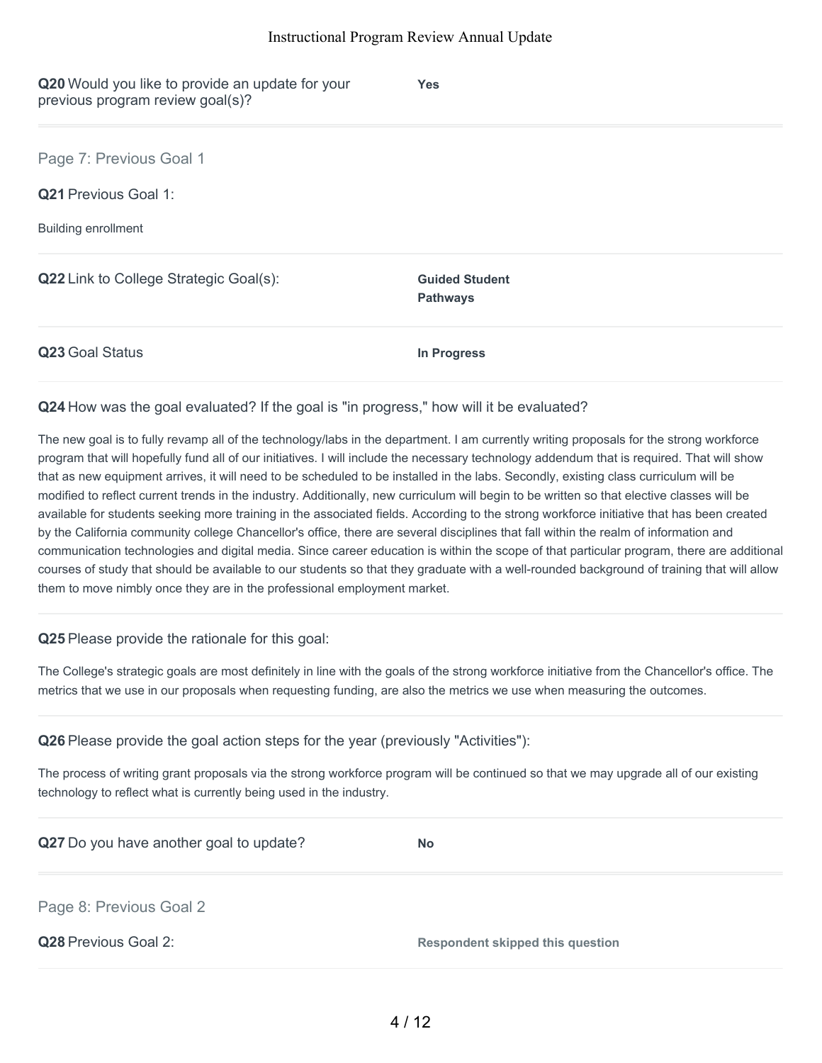**Q20** Would you like to provide an update for your previous program review goal(s)?

**Yes**

---

## Page 7: Previous Goal 1

**Q21** Previous Goal 1:

Building enrollment

**Q22** Link to College Strategic Goal(s):

**Guided Student Pathways**

**Q23** Goal Status

**In Progress**

**Q24** How was the goal evaluated? If the goal is "in progress," how will it be evaluated?

The new goal is to fully revamp all of the technology/labs in the department. I am currently writing proposals for the strong workforce program that will hopefully fund all of our initiatives. I will include the necessary technology addendum that is required. That will show that as new equipment arrives, it will need to be scheduled to be installed in the labs. Secondly, existing class curriculum will be modified to reflect current trends in the industry. Additionally, new curriculum will begin to be written so that elective classes will be available for students seeking more training in the associated fields. According to the strong workforce initiative that has been created by the California community college Chancellor's office, there are several disciplines that fall within the realm of information and communication technologies and digital media. Since career education is within the scope of that particular program, there are additional courses of study that should be available to our students so that they graduate with a well-rounded background of training that will allow them to move nimbly once they are in the professional employment market.

**Q25** Please provide the rationale for this goal:

The College's strategic goals are most definitely in line with the goals of the strong workforce initiative from the Chancellor's office. The metrics that we use in our proposals when requesting funding, are also the metrics we use when measuring the outcomes.

**Q26** Please provide the goal action steps for the year (previously "Activities"):

The process of writing grant proposals via the strong workforce program will be continued so that we may upgrade all of our existing technology to reflect what is currently being used in the industry.

**Q27** Do you have another goal to update?

**No**

---

## Page 8: Previous Goal 2

**Q28** Previous Goal 2:

**Respondent skipped this question**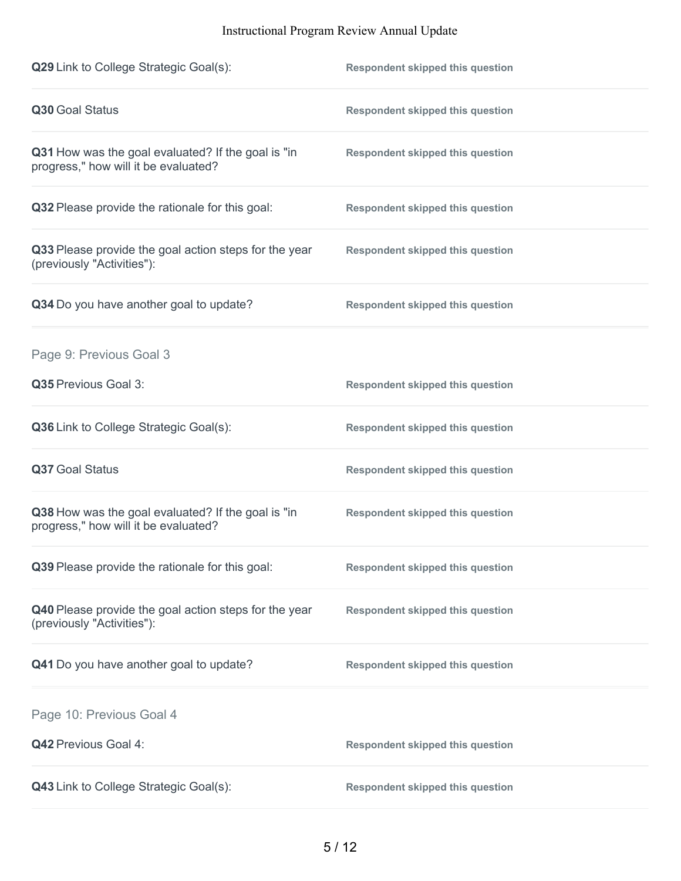| | |
|---|---|
| **Q29** Link to College Strategic Goal(s): | **Respondent skipped this question** |
| **Q30** Goal Status | **Respondent skipped this question** |
| **Q31** How was the goal evaluated? If the goal is "in progress," how will it be evaluated? | **Respondent skipped this question** |
| **Q32** Please provide the rationale for this goal: | **Respondent skipped this question** |
| **Q33** Please provide the goal action steps for the year (previously "Activities"): | **Respondent skipped this question** |
| **Q34** Do you have another goal to update? | **Respondent skipped this question** |

## Page 9: Previous Goal 3

| | |
|---|---|
| **Q35** Previous Goal 3: | **Respondent skipped this question** |
| **Q36** Link to College Strategic Goal(s): | **Respondent skipped this question** |
| **Q37** Goal Status | **Respondent skipped this question** |
| **Q38** How was the goal evaluated? If the goal is "in progress," how will it be evaluated? | **Respondent skipped this question** |
| **Q39** Please provide the rationale for this goal: | **Respondent skipped this question** |
| **Q40** Please provide the goal action steps for the year (previously "Activities"): | **Respondent skipped this question** |
| **Q41** Do you have another goal to update? | **Respondent skipped this question** |

## Page 10: Previous Goal 4

| | |
|---|---|
| **Q42** Previous Goal 4: | **Respondent skipped this question** |
| **Q43** Link to College Strategic Goal(s): | **Respondent skipped this question** |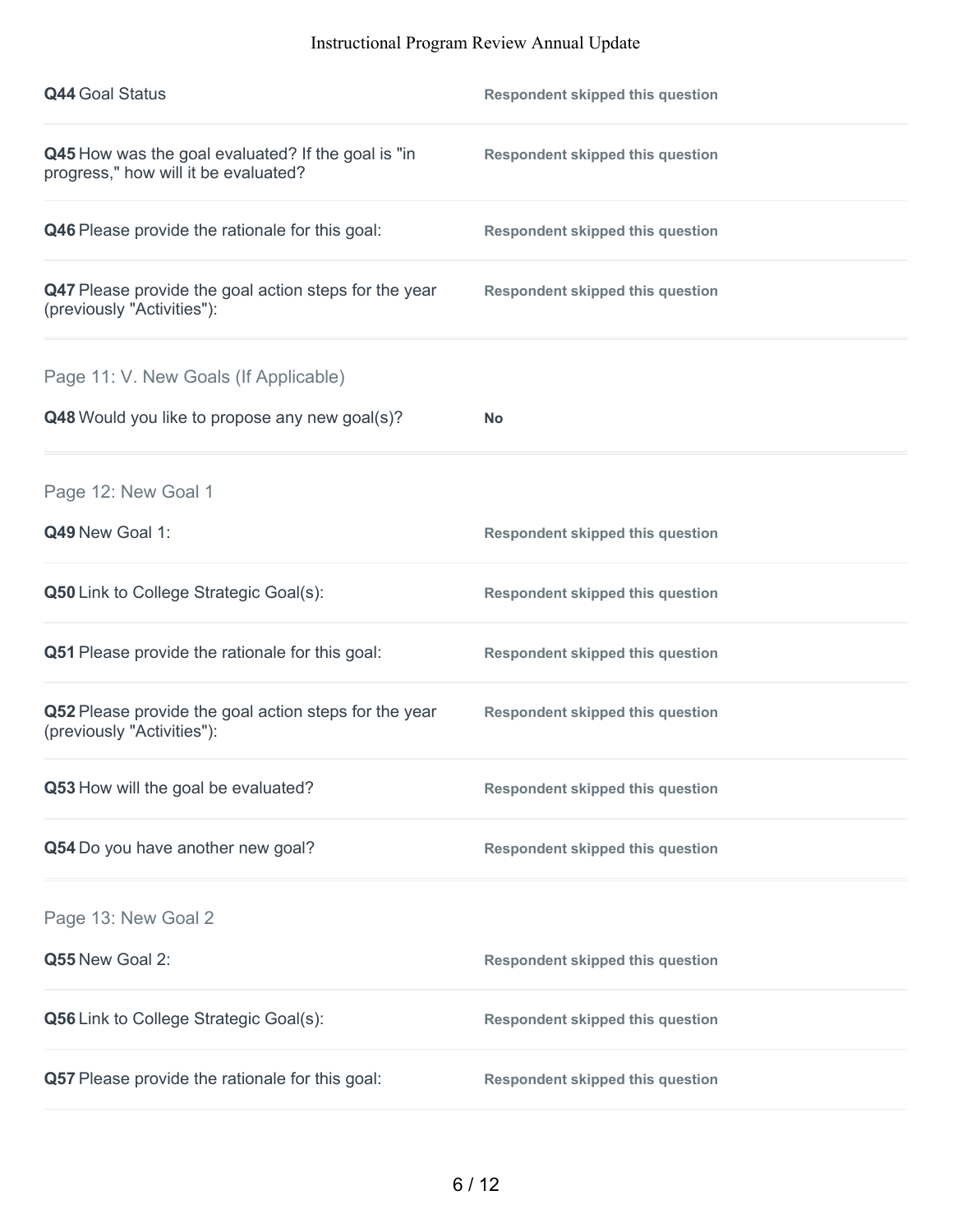**Q44** Goal Status — **Respondent skipped this question**

**Q45** How was the goal evaluated? If the goal is "in progress," how will it be evaluated? — **Respondent skipped this question**

**Q46** Please provide the rationale for this goal: — **Respondent skipped this question**

**Q47** Please provide the goal action steps for the year (previously "Activities"): — **Respondent skipped this question**

## Page 11: V. New Goals (If Applicable)

**Q48** Would you like to propose any new goal(s)? — **No**

## Page 12: New Goal 1

**Q49** New Goal 1: — **Respondent skipped this question**

**Q50** Link to College Strategic Goal(s): — **Respondent skipped this question**

**Q51** Please provide the rationale for this goal: — **Respondent skipped this question**

**Q52** Please provide the goal action steps for the year (previously "Activities"): — **Respondent skipped this question**

**Q53** How will the goal be evaluated? — **Respondent skipped this question**

**Q54** Do you have another new goal? — **Respondent skipped this question**

## Page 13: New Goal 2

**Q55** New Goal 2: — **Respondent skipped this question**

**Q56** Link to College Strategic Goal(s): — **Respondent skipped this question**

**Q57** Please provide the rationale for this goal: — **Respondent skipped this question**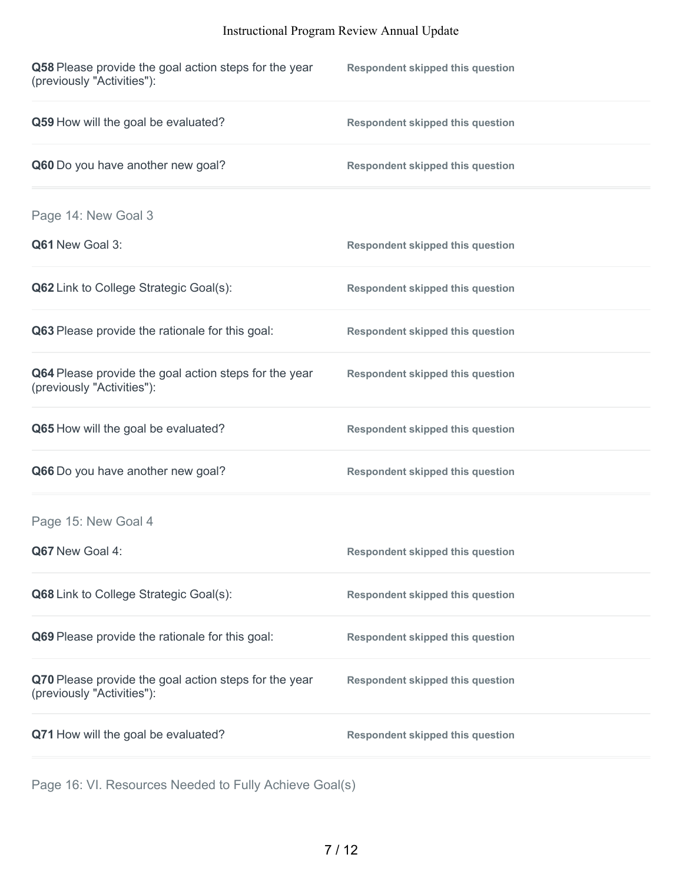**Q58** Please provide the goal action steps for the year (previously "Activities"): **Respondent skipped this question**

**Q59** How will the goal be evaluated? **Respondent skipped this question**

**Q60** Do you have another new goal? **Respondent skipped this question**

## Page 14: New Goal 3

**Q61** New Goal 3: **Respondent skipped this question**

**Q62** Link to College Strategic Goal(s): **Respondent skipped this question**

**Q63** Please provide the rationale for this goal: **Respondent skipped this question**

**Q64** Please provide the goal action steps for the year (previously "Activities"): **Respondent skipped this question**

**Q65** How will the goal be evaluated? **Respondent skipped this question**

**Q66** Do you have another new goal? **Respondent skipped this question**

## Page 15: New Goal 4

**Q67** New Goal 4: **Respondent skipped this question**

**Q68** Link to College Strategic Goal(s): **Respondent skipped this question**

**Q69** Please provide the rationale for this goal: **Respondent skipped this question**

**Q70** Please provide the goal action steps for the year (previously "Activities"): **Respondent skipped this question**

**Q71** How will the goal be evaluated? **Respondent skipped this question**

## Page 16: VI. Resources Needed to Fully Achieve Goal(s)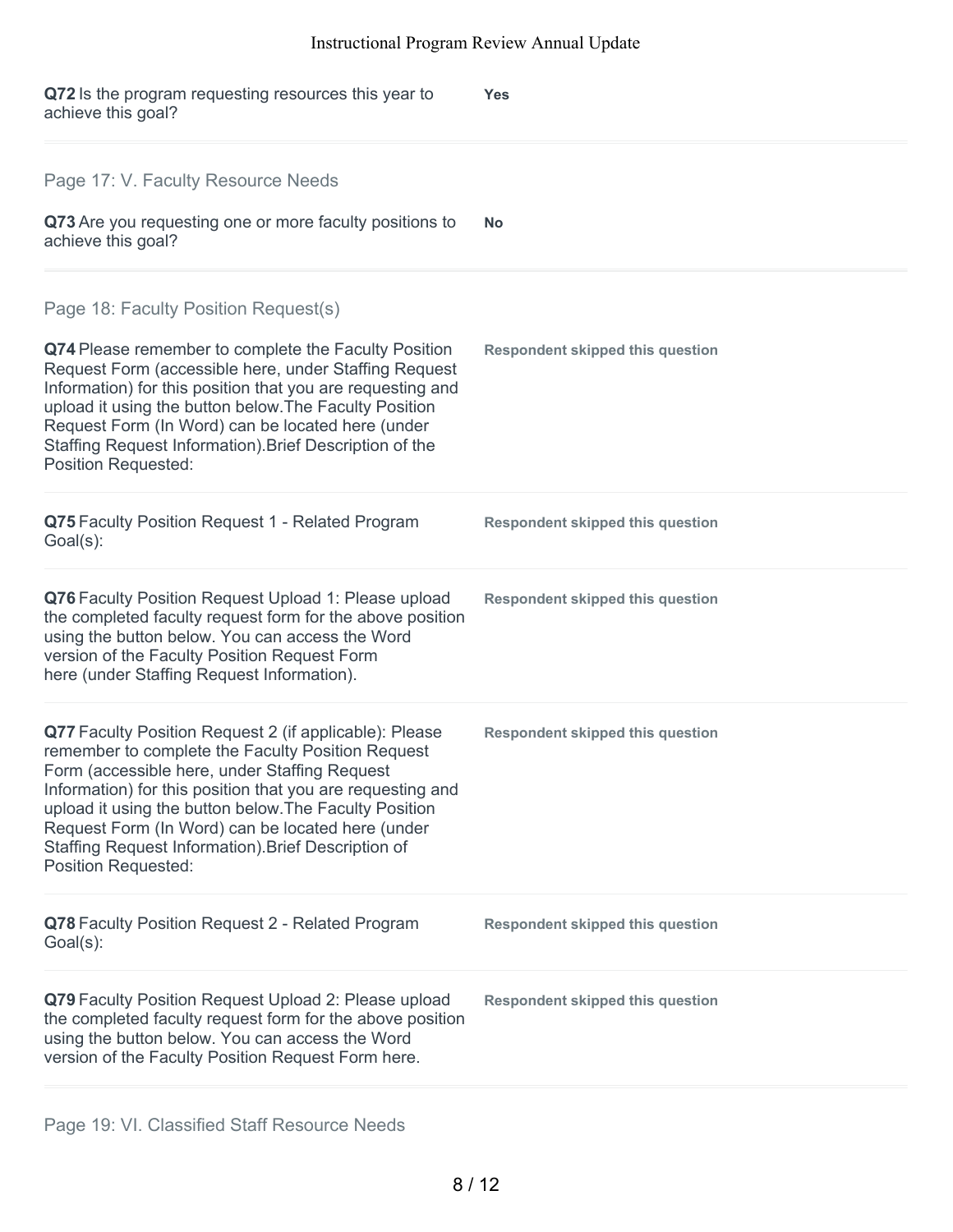**Q72** Is the program requesting resources this year to achieve this goal?

**Yes**

## Page 17: V. Faculty Resource Needs

**Q73** Are you requesting one or more faculty positions to achieve this goal?

**No**

## Page 18: Faculty Position Request(s)

**Q74** Please remember to complete the Faculty Position Request Form (accessible here, under Staffing Request Information) for this position that you are requesting and upload it using the button below.The Faculty Position Request Form (In Word) can be located here (under Staffing Request Information).Brief Description of the Position Requested:

**Respondent skipped this question**

**Q75** Faculty Position Request 1 - Related Program Goal(s):

**Respondent skipped this question**

**Q76** Faculty Position Request Upload 1: Please upload the completed faculty request form for the above position using the button below. You can access the Word version of the Faculty Position Request Form here (under Staffing Request Information).

**Respondent skipped this question**

**Q77** Faculty Position Request 2 (if applicable): Please remember to complete the Faculty Position Request Form (accessible here, under Staffing Request Information) for this position that you are requesting and upload it using the button below.The Faculty Position Request Form (In Word) can be located here (under Staffing Request Information).Brief Description of Position Requested:

**Respondent skipped this question**

**Q78** Faculty Position Request 2 - Related Program Goal(s):

**Respondent skipped this question**

**Q79** Faculty Position Request Upload 2: Please upload the completed faculty request form for the above position using the button below. You can access the Word version of the Faculty Position Request Form here.

**Respondent skipped this question**

## Page 19: VI. Classified Staff Resource Needs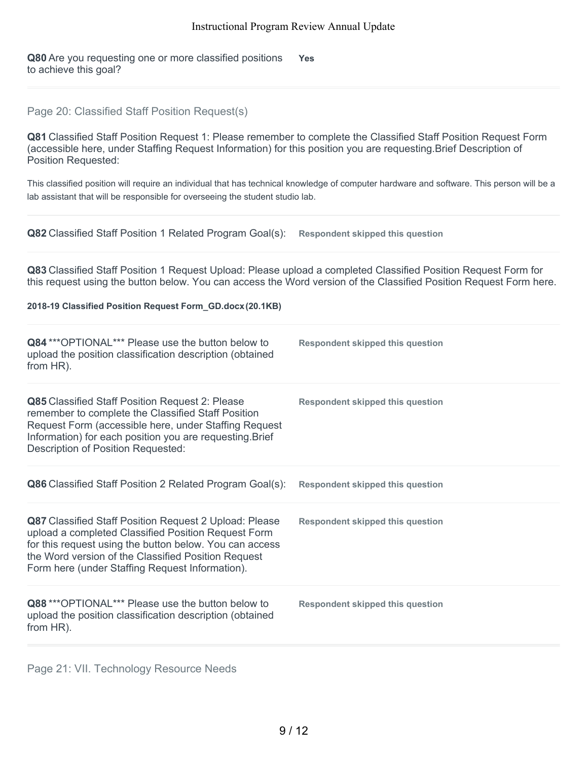**Q80** Are you requesting one or more classified positions to achieve this goal?

**Yes**

## Page 20: Classified Staff Position Request(s)

**Q81** Classified Staff Position Request 1: Please remember to complete the Classified Staff Position Request Form (accessible here, under Staffing Request Information) for this position you are requesting.Brief Description of Position Requested:

This classified position will require an individual that has technical knowledge of computer hardware and software. This person will be a lab assistant that will be responsible for overseeing the student studio lab.

**Q82** Classified Staff Position 1 Related Program Goal(s):

**Respondent skipped this question**

**Q83** Classified Staff Position 1 Request Upload: Please upload a completed Classified Position Request Form for this request using the button below. You can access the Word version of the Classified Position Request Form here.

**2018-19 Classified Position Request Form_GD.docx (20.1KB)**

**Q84** ***OPTIONAL*** Please use the button below to upload the position classification description (obtained from HR).

**Respondent skipped this question**

**Q85** Classified Staff Position Request 2: Please remember to complete the Classified Staff Position Request Form (accessible here, under Staffing Request Information) for each position you are requesting.Brief Description of Position Requested:

**Respondent skipped this question**

**Q86** Classified Staff Position 2 Related Program Goal(s):

**Respondent skipped this question**

**Q87** Classified Staff Position Request 2 Upload: Please upload a completed Classified Position Request Form for this request using the button below. You can access the Word version of the Classified Position Request Form here (under Staffing Request Information).

**Respondent skipped this question**

**Q88** ***OPTIONAL*** Please use the button below to upload the position classification description (obtained from HR).

**Respondent skipped this question**

## Page 21: VII. Technology Resource Needs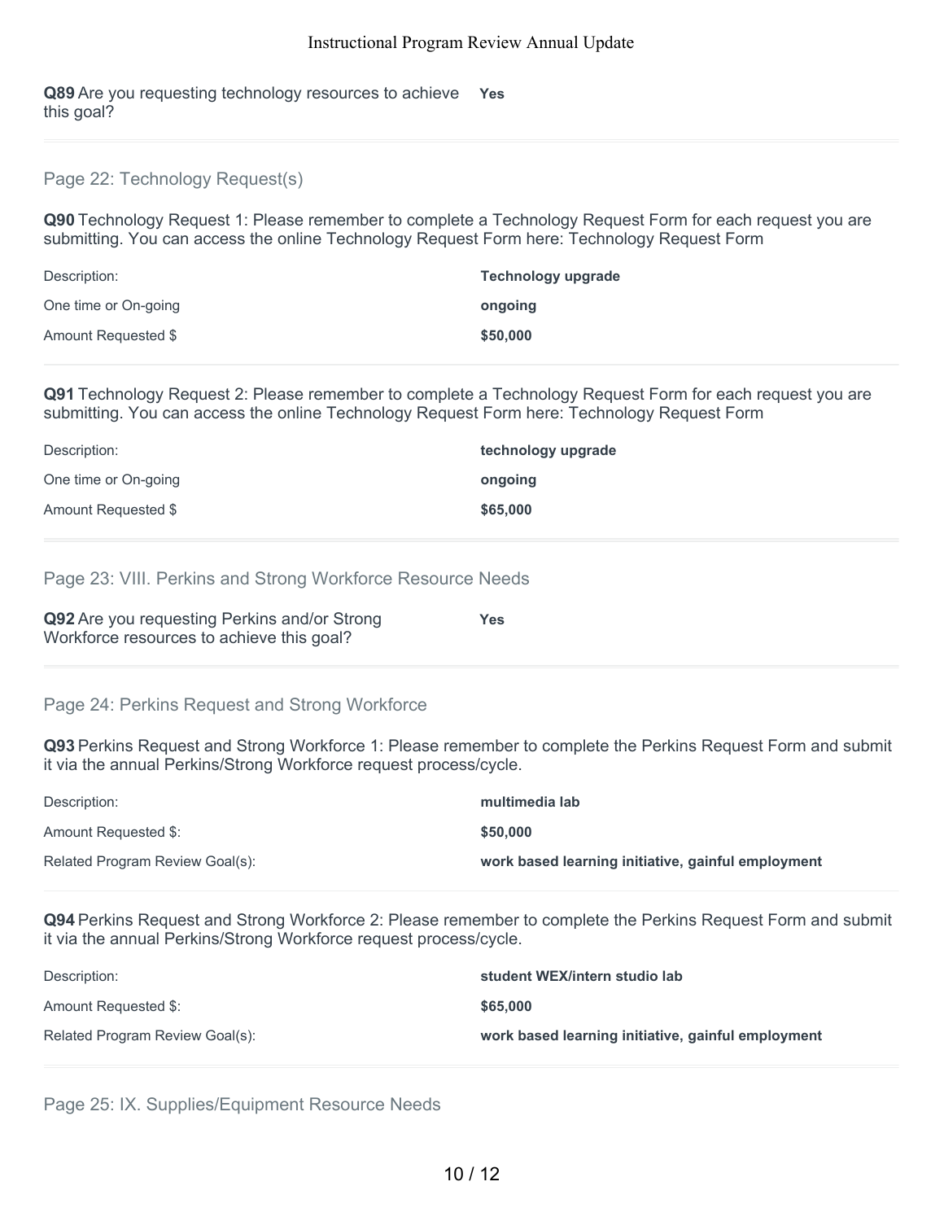**Q89** Are you requesting technology resources to achieve this goal? **Yes**

---

## Page 22: Technology Request(s)

**Q90** Technology Request 1: Please remember to complete a Technology Request Form for each request you are submitting. You can access the online Technology Request Form here: Technology Request Form

| | |
|---|---|
| Description: | **Technology upgrade** |
| One time or On-going | **ongoing** |
| Amount Requested $ | **$50,000** |

**Q91** Technology Request 2: Please remember to complete a Technology Request Form for each request you are submitting. You can access the online Technology Request Form here: Technology Request Form

| | |
|---|---|
| Description: | **technology upgrade** |
| One time or On-going | **ongoing** |
| Amount Requested $ | **$65,000** |

---

## Page 23: VIII. Perkins and Strong Workforce Resource Needs

**Q92** Are you requesting Perkins and/or Strong Workforce resources to achieve this goal? **Yes**

---

## Page 24: Perkins Request and Strong Workforce

**Q93** Perkins Request and Strong Workforce 1: Please remember to complete the Perkins Request Form and submit it via the annual Perkins/Strong Workforce request process/cycle.

| | |
|---|---|
| Description: | **multimedia lab** |
| Amount Requested $: | **$50,000** |
| Related Program Review Goal(s): | **work based learning initiative, gainful employment** |

**Q94** Perkins Request and Strong Workforce 2: Please remember to complete the Perkins Request Form and submit it via the annual Perkins/Strong Workforce request process/cycle.

| | |
|---|---|
| Description: | **student WEX/intern studio lab** |
| Amount Requested $: | **$65,000** |
| Related Program Review Goal(s): | **work based learning initiative, gainful employment** |

---

## Page 25: IX. Supplies/Equipment Resource Needs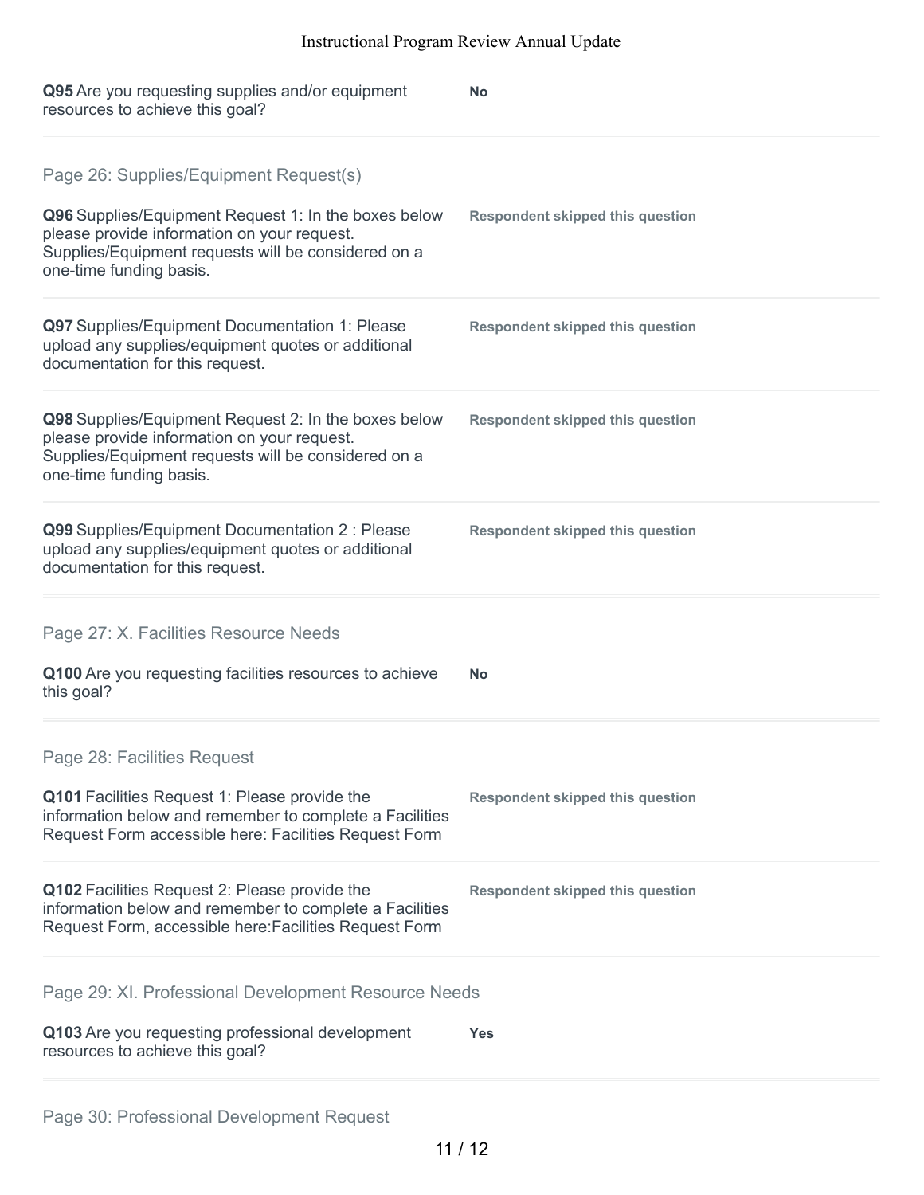**Q95** Are you requesting supplies and/or equipment resources to achieve this goal?

**No**

## Page 26: Supplies/Equipment Request(s)

**Q96** Supplies/Equipment Request 1: In the boxes below please provide information on your request. Supplies/Equipment requests will be considered on a one-time funding basis.

**Respondent skipped this question**

**Q97** Supplies/Equipment Documentation 1: Please upload any supplies/equipment quotes or additional documentation for this request.

**Respondent skipped this question**

**Q98** Supplies/Equipment Request 2: In the boxes below please provide information on your request. Supplies/Equipment requests will be considered on a one-time funding basis.

**Respondent skipped this question**

**Q99** Supplies/Equipment Documentation 2 : Please upload any supplies/equipment quotes or additional documentation for this request.

**Respondent skipped this question**

## Page 27: X. Facilities Resource Needs

**Q100** Are you requesting facilities resources to achieve this goal?

**No**

## Page 28: Facilities Request

**Q101** Facilities Request 1: Please provide the information below and remember to complete a Facilities Request Form accessible here: Facilities Request Form

**Respondent skipped this question**

**Q102** Facilities Request 2: Please provide the information below and remember to complete a Facilities Request Form, accessible here:Facilities Request Form

**Respondent skipped this question**

## Page 29: XI. Professional Development Resource Needs

**Q103** Are you requesting professional development resources to achieve this goal?

**Yes**

## Page 30: Professional Development Request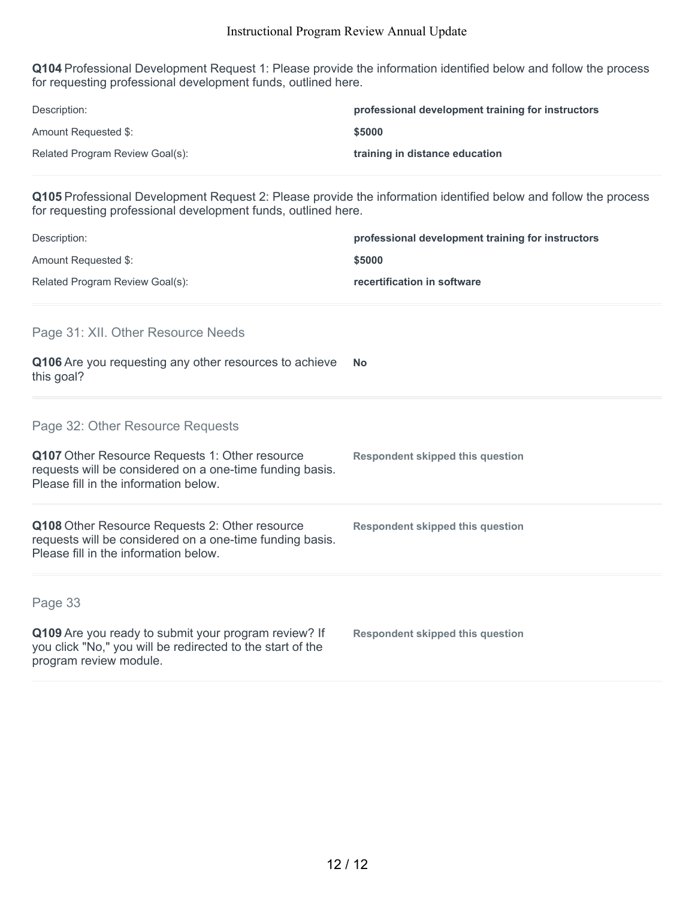**Q104** Professional Development Request 1: Please provide the information identified below and follow the process for requesting professional development funds, outlined here.

| | |
|---|---|
| Description: | **professional development training for instructors** |
| Amount Requested $: | **$5000** |
| Related Program Review Goal(s): | **training in distance education** |

**Q105** Professional Development Request 2: Please provide the information identified below and follow the process for requesting professional development funds, outlined here.

| | |
|---|---|
| Description: | **professional development training for instructors** |
| Amount Requested $: | **$5000** |
| Related Program Review Goal(s): | **recertification in software** |

## Page 31: XII. Other Resource Needs

**Q106** Are you requesting any other resources to achieve this goal?

**No**

## Page 32: Other Resource Requests

**Q107** Other Resource Requests 1: Other resource requests will be considered on a one-time funding basis. Please fill in the information below.

**Respondent skipped this question**

**Q108** Other Resource Requests 2: Other resource requests will be considered on a one-time funding basis. Please fill in the information below.

**Respondent skipped this question**

## Page 33

**Q109** Are you ready to submit your program review? If you click "No," you will be redirected to the start of the program review module.

**Respondent skipped this question**